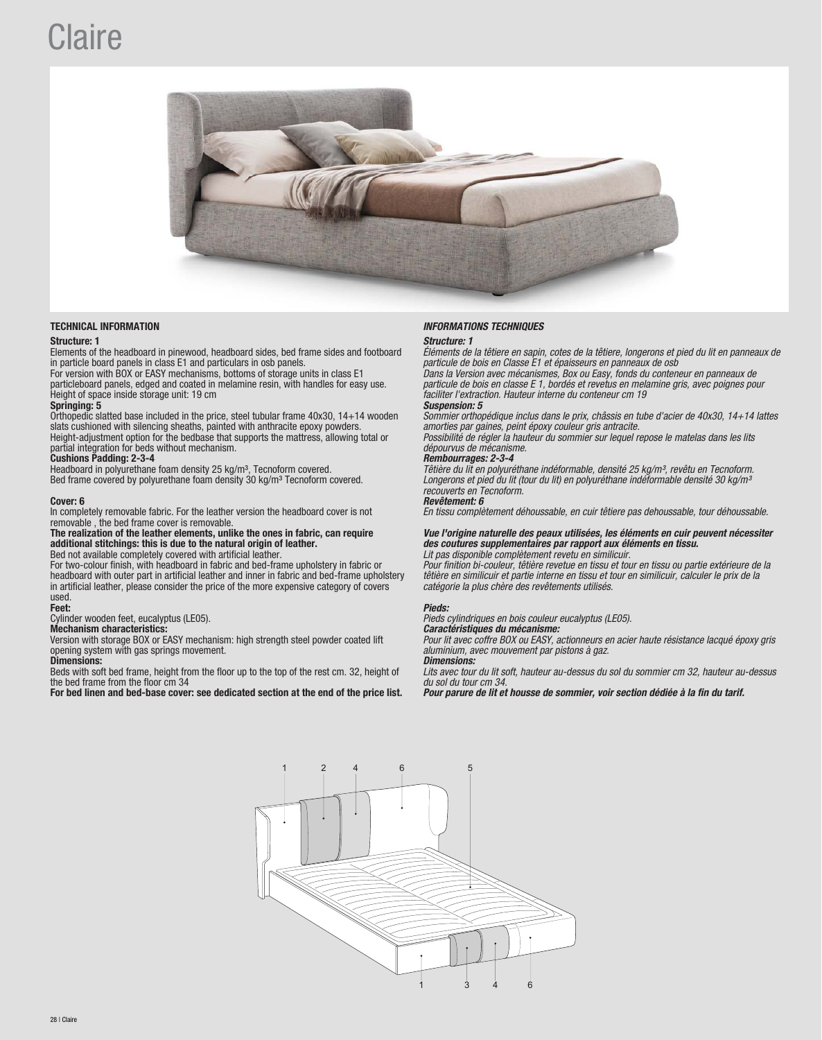# Claire

**TECHNICAL INFORMATION**

**Structure: 1**
Elements of the headboard in pinewood, headboard sides, bed frame sides and footboard in particle board panels in class E1 and particulars in osb panels.
For version with BOX or EASY mechanisms, bottoms of storage units in class E1 particleboard panels, edged and coated in melamine resin, with handles for easy use.
Height of space inside storage unit: 19 cm

**Springing: 5**
Orthopedic slatted base included in the price, steel tubular frame 40x30, 14+14 wooden slats cushioned with silencing sheaths, painted with anthracite epoxy powders.
Height-adjustment option for the bedbase that supports the mattress, allowing total or partial integration for beds without mechanism.

**Cushions Padding: 2-3-4**
Headboard in polyurethane foam density 25 kg/m³, Tecnoform covered.
Bed frame covered by polyurethane foam density 30 kg/m³ Tecnoform covered.

**Cover: 6**
In completely removable fabric. For the leather version the headboard cover is not removable , the bed frame cover is removable.
**The realization of the leather elements, unlike the ones in fabric, can require additional stitchings: this is due to the natural origin of leather.**
Bed not available completely covered with artificial leather.
For two-colour finish, with headboard in fabric and bed-frame upholstery in fabric or headboard with outer part in artificial leather and inner in fabric and bed-frame upholstery in artificial leather, please consider the price of the more expensive category of covers used.

**Feet:**
Cylinder wooden feet, eucalyptus (LE05).

**Mechanism characteristics:**
Version with storage BOX or EASY mechanism: high strength steel powder coated lift opening system with gas springs movement.

**Dimensions:**
Beds with soft bed frame, height from the floor up to the top of the rest cm. 32, height of the bed frame from the floor cm 34

**For bed linen and bed-base cover: see dedicated section at the end of the price list.**

***INFORMATIONS TECHNIQUES***

***Structure: 1***
*Éléments de la têtiere en sapin, cotes de la têtiere, longerons et pied du lit en panneaux de particule de bois en Classe E1 et épaisseurs en panneaux de osb*
*Dans la Version avec mécanismes, Box ou Easy, fonds du conteneur en panneaux de particule de bois en classe E 1, bordés et revetus en melamine gris, avec poignes pour faciliter l'extraction. Hauteur interne du conteneur cm 19*

***Suspension: 5***
*Sommier orthopédique inclus dans le prix, châssis en tube d'acier de 40x30, 14+14 lattes amorties par gaines, peint époxy couleur gris antracite.*
*Possibilité de régler la hauteur du sommier sur lequel repose le matelas dans les lits dépourvus de mécanisme.*

***Rembourrages: 2-3-4***
*Têtière du lit en polyuréthane indéformable, densité 25 kg/m³, revêtu en Tecnoform.*
*Longerons et pied du lit (tour du lit) en polyuréthane indéformable densité 30 kg/m³ recouverts en Tecnoform.*

***Revêtement: 6***
*En tissu complètement déhoussable, en cuir têtiere pas dehoussable, tour déhoussable.*

***Vue l'origine naturelle des peaux utilisées, les éléments en cuir peuvent nécessiter des coutures supplementaires par rapport aux éléments en tissu.***
*Lit pas disponible complètement revetu en similicuir.*
*Pour finition bi-couleur, têtière revetue en tissu et tour en tissu ou partie extérieure de la têtière en similicuir et partie interne en tissu et tour en similicuir, calculer le prix de la catégorie la plus chère des revêtements utilisés.*

***Pieds:***
*Pieds cylindriques en bois couleur eucalyptus (LE05).*

***Caractéristiques du mécanisme:***
*Pour lit avec coffre BOX ou EASY, actionneurs en acier haute résistance lacqué époxy gris aluminium, avec mouvement par pistons à gaz.*

***Dimensions:***
*Lits avec tour du lit soft, hauteur au-dessus du sol du sommier cm 32, hauteur au-dessus du sol du tour cm 34.*

***Pour parure de lit et housse de sommier, voir section dédiée à la fin du tarif.***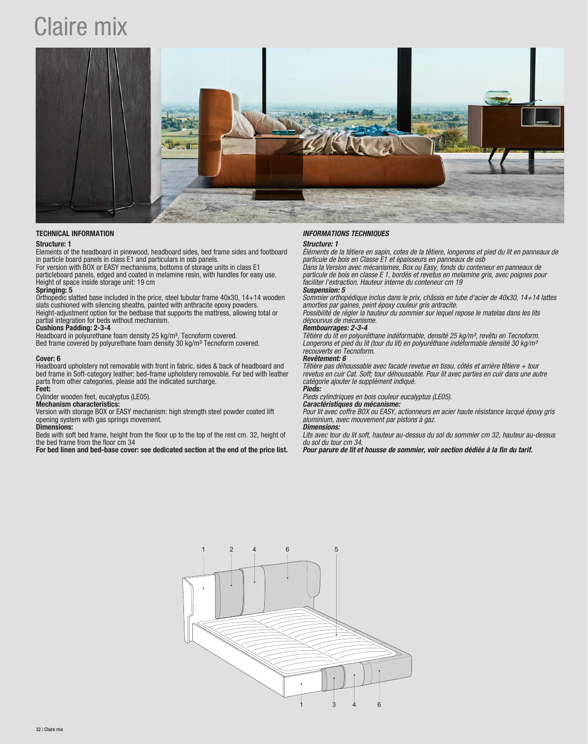# Claire mix

**TECHNICAL INFORMATION**

**Structure: 1**
Elements of the headboard in pinewood, headboard sides, bed frame sides and footboard in particle board panels in class E1 and particulars in osb panels.
For version with BOX or EASY mechanisms, bottoms of storage units in class E1 particleboard panels, edged and coated in melamine resin, with handles for easy use.
Height of space inside storage unit: 19 cm

**Springing: 5**
Orthopedic slatted base included in the price, steel tubular frame 40x30, 14+14 wooden slats cushioned with silencing sheaths, painted with anthracite epoxy powders.
Height-adjustment option for the bedbase that supports the mattress, allowing total or partial integration for beds without mechanism.

**Cushions Padding: 2-3-4**
Headboard in polyurethane foam density 25 kg/m³, Tecnoform covered.
Bed frame covered by polyurethane foam density 30 kg/m³ Tecnoform covered.

**Cover: 6**
Headboard upholstery not removable with front in fabric, sides & back of headboard and bed frame in Soft-category leather; bed-frame upholstery removable. For bed with leather parts from other categories, please add the indicated surcharge.

**Feet:**
Cylinder wooden feet, eucalyptus (LE05).

**Mechanism characteristics:**
Version with storage BOX or EASY mechanism: high strength steel powder coated lift opening system with gas springs movement.

**Dimensions:**
Beds with soft bed frame, height from the floor up to the top of the rest cm. 32, height of the bed frame from the floor cm 34

**For bed linen and bed-base cover: see dedicated section at the end of the price list.**

***INFORMATIONS TECHNIQUES***

***Structure: 1***
*Éléments de la têtiere en sapin, cotes de la têtiere, longerons et pied du lit en panneaux de particule de bois en Classe E1 et épaisseurs en panneaux de osb*
*Dans la Version avec mécanismes, Box ou Easy, fonds du conteneur en panneaux de particule de bois en classe E 1, bordés et revetus en melamine gris, avec poignes pour faciliter l'extraction. Hauteur interne du conteneur cm 19*

***Suspension: 5***
*Sommier orthopédique inclus dans le prix, châssis en tube d'acier de 40x30, 14+14 lattes amorties par gaines, peint époxy couleur gris antracite.*
*Possibilité de régler la hauteur du sommier sur lequel repose le matelas dans les lits dépourvus de mécanisme.*

***Rembourrages: 2-3-4***
*Têtière du lit en polyuréthane indéformable, densité 25 kg/m³, revêtu en Tecnoform.*
*Longerons et pied du lit (tour du lit) en polyuréthane indéformable densité 30 kg/m³ recouverts en Tecnoform.*

***Revêtement: 6***
*Têtière pas déhoussable avec facade revetue en tissu, côtés et arrière têtiere + tour revetus en cuir Cat. Soft; tour déhoussable. Pour lit avec parties en cuir dans une autre catégorie ajouter le supplément indiqué.*

***Pieds:***
*Pieds cylindriques en bois couleur eucalyptus (LE05).*

***Caractéristiques du mécanisme:***
*Pour lit avec coffre BOX ou EASY, actionneurs en acier haute résistance lacqué époxy gris aluminium, avec mouvement par pistons à gaz.*

***Dimensions:***
*Lits avec tour du lit soft, hauteur au-dessus du sol du sommier cm 32, hauteur au-dessus du sol du tour cm 34.*

***Pour parure de lit et housse de sommier, voir section dédiée à la fin du tarif.***

1 2 4 6 5

1 3 4 6